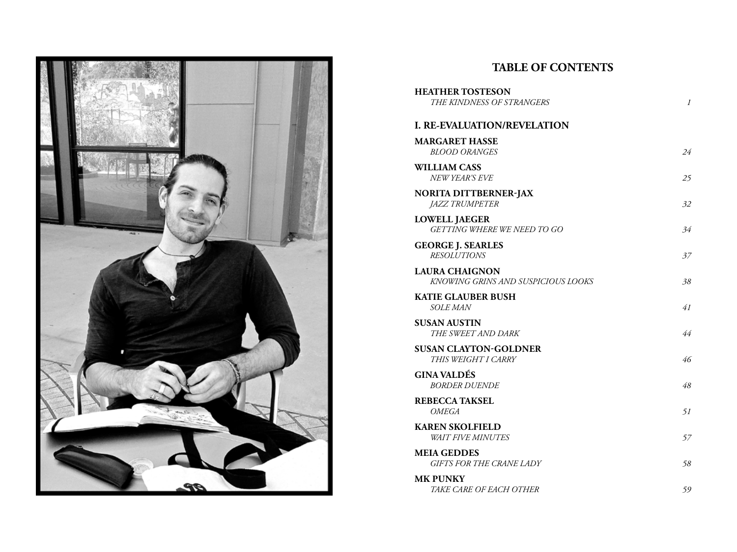## TABLE OF CONTENTS

**HEATHER TOSTESON**
*THE KINDNESS OF STRANGERS* 1

### I. RE-EVALUATION/REVELATION

**MARGARET HASSE**
*BLOOD ORANGES* 24

**WILLIAM CASS**
*NEW YEAR'S EVE* 25

**NORITA DITTBERNER-JAX**
*JAZZ TRUMPETER* 32

**LOWELL JAEGER**
*GETTING WHERE WE NEED TO GO* 34

**GEORGE J. SEARLES**
*RESOLUTIONS* 37

**LAURA CHAIGNON**
*KNOWING GRINS AND SUSPICIOUS LOOKS* 38

**KATIE GLAUBER BUSH**
*SOLE MAN* 41

**SUSAN AUSTIN**
*THE SWEET AND DARK* 44

**SUSAN CLAYTON-GOLDNER**
*THIS WEIGHT I CARRY* 46

**GINA VALDÉS**
*BORDER DUENDE* 48

**REBECCA TAKSEL**
*OMEGA* 51

**KAREN SKOLFIELD**
*WAIT FIVE MINUTES* 57

**MEIA GEDDES**
*GIFTS FOR THE CRANE LADY* 58

**MK PUNKY**
*TAKE CARE OF EACH OTHER* 59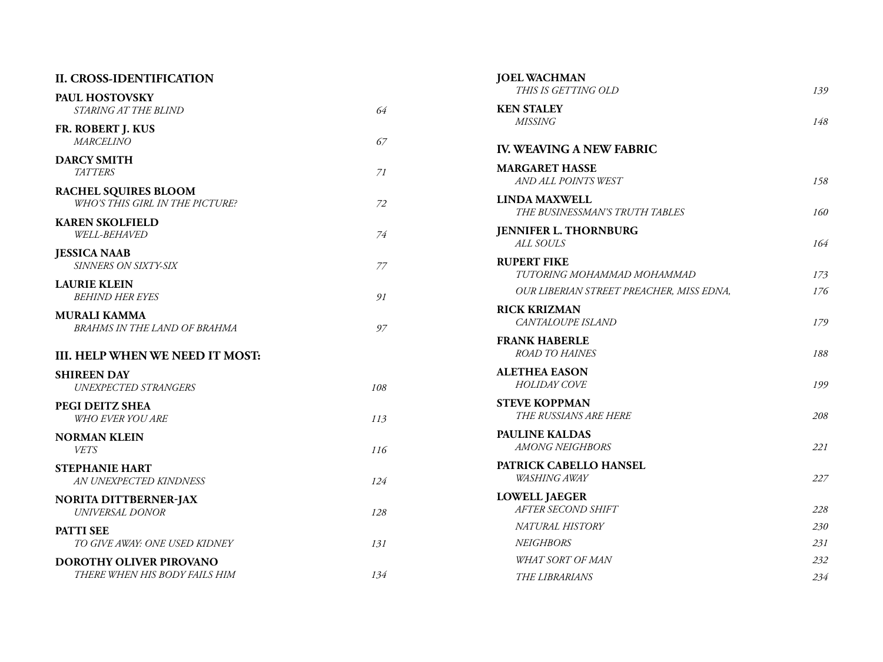## II. CROSS-IDENTIFICATION

**PAUL HOSTOVSKY**
*STARING AT THE BLIND* 64

**FR. ROBERT J. KUS**
*MARCELINO* 67

**DARCY SMITH**
*TATTERS* 71

**RACHEL SQUIRES BLOOM**
*WHO'S THIS GIRL IN THE PICTURE?* 72

**KAREN SKOLFIELD**
*WELL-BEHAVED* 74

**JESSICA NAAB**
*SINNERS ON SIXTY-SIX* 77

**LAURIE KLEIN**
*BEHIND HER EYES* 91

**MURALI KAMMA**
*BRAHMS IN THE LAND OF BRAHMA* 97

## III. HELP WHEN WE NEED IT MOST:

**SHIREEN DAY**
*UNEXPECTED STRANGERS* 108

**PEGI DEITZ SHEA**
*WHO EVER YOU ARE* 113

**NORMAN KLEIN**
*VETS* 116

**STEPHANIE HART**
*AN UNEXPECTED KINDNESS* 124

**NORITA DITTBERNER-JAX**
*UNIVERSAL DONOR* 128

**PATTI SEE**
*TO GIVE AWAY: ONE USED KIDNEY* 131

**DOROTHY OLIVER PIROVANO**
*THERE WHEN HIS BODY FAILS HIM* 134

**JOEL WACHMAN**
*THIS IS GETTING OLD* 139

**KEN STALEY**
*MISSING* 148

## IV. WEAVING A NEW FABRIC

**MARGARET HASSE**
*AND ALL POINTS WEST* 158

**LINDA MAXWELL**
*THE BUSINESSMAN'S TRUTH TABLES* 160

**JENNIFER L. THORNBURG**
*ALL SOULS* 164

**RUPERT FIKE**
*TUTORING MOHAMMAD MOHAMMAD* 173
*OUR LIBERIAN STREET PREACHER, MISS EDNA,* 176

**RICK KRIZMAN**
*CANTALOUPE ISLAND* 179

**FRANK HABERLE**
*ROAD TO HAINES* 188

**ALETHEA EASON**
*HOLIDAY COVE* 199

**STEVE KOPPMAN**
*THE RUSSIANS ARE HERE* 208

**PAULINE KALDAS**
*AMONG NEIGHBORS* 221

**PATRICK CABELLO HANSEL**
*WASHING AWAY* 227

**LOWELL JAEGER**
*AFTER SECOND SHIFT* 228
*NATURAL HISTORY* 230
*NEIGHBORS* 231
*WHAT SORT OF MAN* 232
*THE LIBRARIANS* 234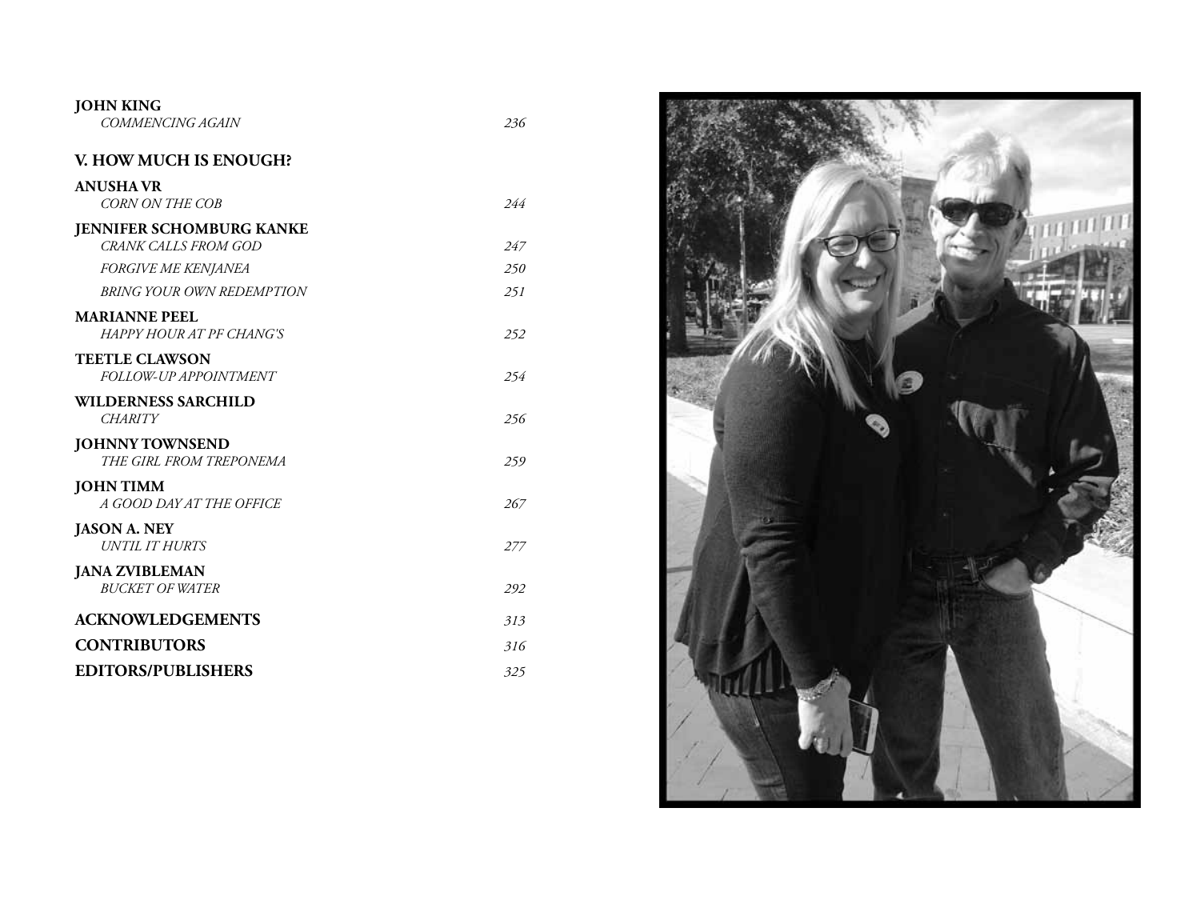**JOHN KING**

*COMMENCING AGAIN* 236

## V. HOW MUCH IS ENOUGH?

**ANUSHA VR**

*CORN ON THE COB* 244

**JENNIFER SCHOMBURG KANKE**

*CRANK CALLS FROM GOD* 247

*FORGIVE ME KENJANEA* 250

*BRING YOUR OWN REDEMPTION* 251

**MARIANNE PEEL**

*HAPPY HOUR AT PF CHANG'S* 252

**TEETLE CLAWSON**

*FOLLOW-UP APPOINTMENT* 254

**WILDERNESS SARCHILD**

*CHARITY* 256

**JOHNNY TOWNSEND**

*THE GIRL FROM TREPONEMA* 259

**JOHN TIMM**

*A GOOD DAY AT THE OFFICE* 267

**JASON A. NEY**

*UNTIL IT HURTS* 277

**JANA ZVIBLEMAN**

*BUCKET OF WATER* 292

**ACKNOWLEDGEMENTS** 313

**CONTRIBUTORS** 316

**EDITORS/PUBLISHERS** 325